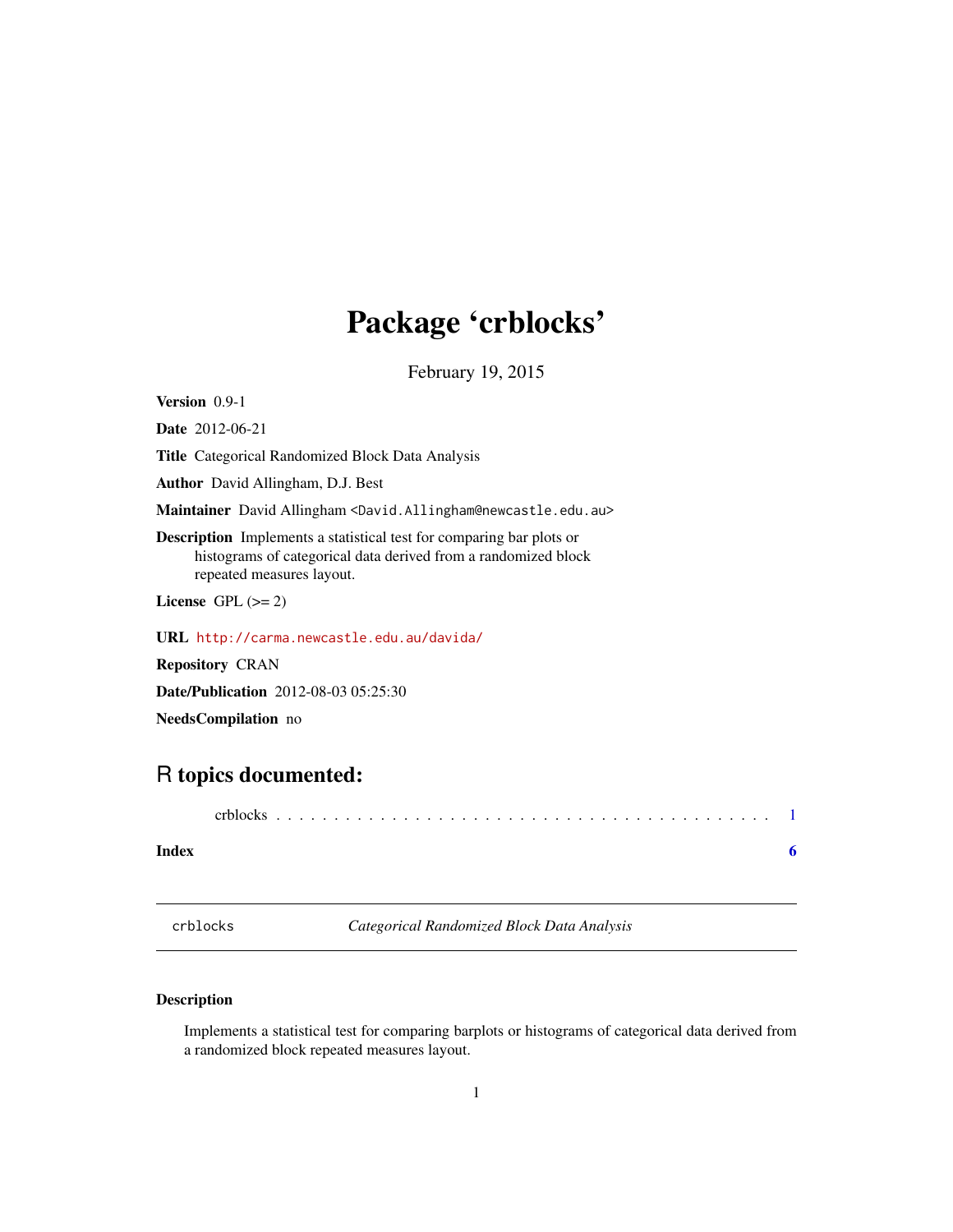# Package 'crblocks'

February 19, 2015

**Version** 0.9-1

**Date** 2012-06-21

**Title** Categorical Randomized Block Data Analysis

**Author** David Allingham, D.J. Best

**Maintainer** David Allingham <David.Allingham@newcastle.edu.au>

**Description** Implements a statistical test for comparing bar plots or histograms of categorical data derived from a randomized block repeated measures layout.

**License** GPL (>= 2)

**URL** http://carma.newcastle.edu.au/davida/

**Repository** CRAN

**Date/Publication** 2012-08-03 05:25:30

**NeedsCompilation** no

## R topics documented:

crblocks . . . . . . . . . . . . . . . . . . . . . . . . . . . . . . . . . . . . . . . . . . 1

**Index** **6**

---

crblocks *Categorical Randomized Block Data Analysis*

---

### Description

Implements a statistical test for comparing barplots or histograms of categorical data derived from a randomized block repeated measures layout.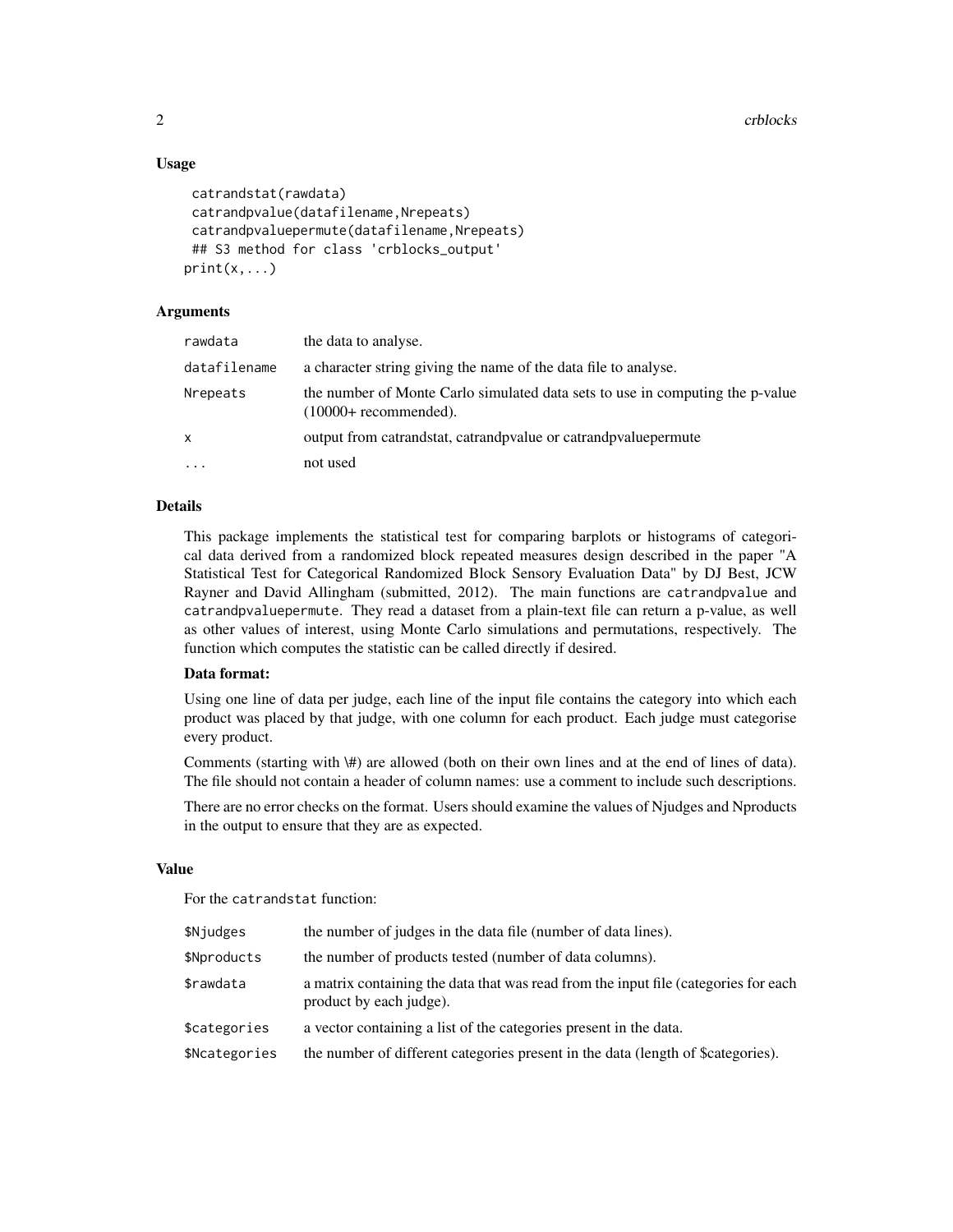## Usage

```
catrandstat(rawdata)
catrandpvalue(datafilename,Nrepeats)
catrandpvaluepermute(datafilename,Nrepeats)
## S3 method for class 'crblocks_output'
print(x,...)
```

## Arguments

| | |
|---|---|
| rawdata | the data to analyse. |
| datafilename | a character string giving the name of the data file to analyse. |
| Nrepeats | the number of Monte Carlo simulated data sets to use in computing the p-value (10000+ recommended). |
| x | output from catrandstat, catrandpvalue or catrandpvaluepermute |
| ... | not used |

## Details

This package implements the statistical test for comparing barplots or histograms of categorical data derived from a randomized block repeated measures design described in the paper "A Statistical Test for Categorical Randomized Block Sensory Evaluation Data" by DJ Best, JCW Rayner and David Allingham (submitted, 2012). The main functions are `catrandpvalue` and `catrandpvaluepermute`. They read a dataset from a plain-text file can return a p-value, as well as other values of interest, using Monte Carlo simulations and permutations, respectively. The function which computes the statistic can be called directly if desired.

### Data format:

Using one line of data per judge, each line of the input file contains the category into which each product was placed by that judge, with one column for each product. Each judge must categorise every product.

Comments (starting with \#) are allowed (both on their own lines and at the end of lines of data). The file should not contain a header of column names: use a comment to include such descriptions.

There are no error checks on the format. Users should examine the values of Njudges and Nproducts in the output to ensure that they are as expected.

## Value

For the `catrandstat` function:

| | |
|---|---|
| $Njudges | the number of judges in the data file (number of data lines). |
| $Nproducts | the number of products tested (number of data columns). |
| $rawdata | a matrix containing the data that was read from the input file (categories for each product by each judge). |
| $categories | a vector containing a list of the categories present in the data. |
| $Ncategories | the number of different categories present in the data (length of $categories). |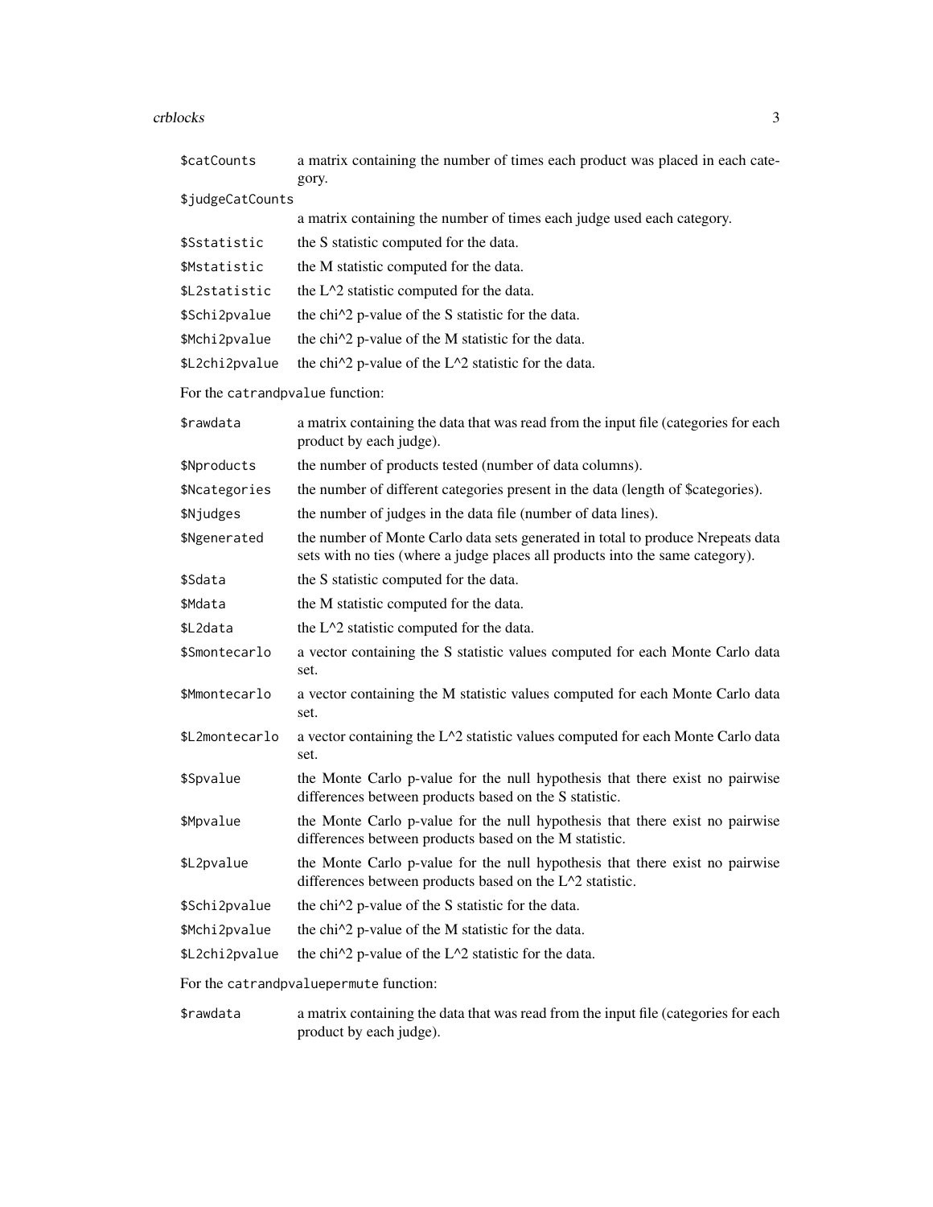| | |
|---|---|
| $catCounts | a matrix containing the number of times each product was placed in each category. |
| $judgeCatCounts | a matrix containing the number of times each judge used each category. |
| $Sstatistic | the S statistic computed for the data. |
| $Mstatistic | the M statistic computed for the data. |
| $L2statistic | the L^2 statistic computed for the data. |
| $Schi2pvalue | the chi^2 p-value of the S statistic for the data. |
| $Mchi2pvalue | the chi^2 p-value of the M statistic for the data. |
| $L2chi2pvalue | the chi^2 p-value of the L^2 statistic for the data. |

For the `catrandpvalue` function:

| | |
|---|---|
| $rawdata | a matrix containing the data that was read from the input file (categories for each product by each judge). |
| $Nproducts | the number of products tested (number of data columns). |
| $Ncategories | the number of different categories present in the data (length of $categories). |
| $Njudges | the number of judges in the data file (number of data lines). |
| $Ngenerated | the number of Monte Carlo data sets generated in total to produce Nrepeats data sets with no ties (where a judge places all products into the same category). |
| $Sdata | the S statistic computed for the data. |
| $Mdata | the M statistic computed for the data. |
| $L2data | the L^2 statistic computed for the data. |
| $Smontecarlo | a vector containing the S statistic values computed for each Monte Carlo data set. |
| $Mmontecarlo | a vector containing the M statistic values computed for each Monte Carlo data set. |
| $L2montecarlo | a vector containing the L^2 statistic values computed for each Monte Carlo data set. |
| $Spvalue | the Monte Carlo p-value for the null hypothesis that there exist no pairwise differences between products based on the S statistic. |
| $Mpvalue | the Monte Carlo p-value for the null hypothesis that there exist no pairwise differences between products based on the M statistic. |
| $L2pvalue | the Monte Carlo p-value for the null hypothesis that there exist no pairwise differences between products based on the L^2 statistic. |
| $Schi2pvalue | the chi^2 p-value of the S statistic for the data. |
| $Mchi2pvalue | the chi^2 p-value of the M statistic for the data. |
| $L2chi2pvalue | the chi^2 p-value of the L^2 statistic for the data. |

For the `catrandpvaluepermute` function:

| | |
|---|---|
| $rawdata | a matrix containing the data that was read from the input file (categories for each product by each judge). |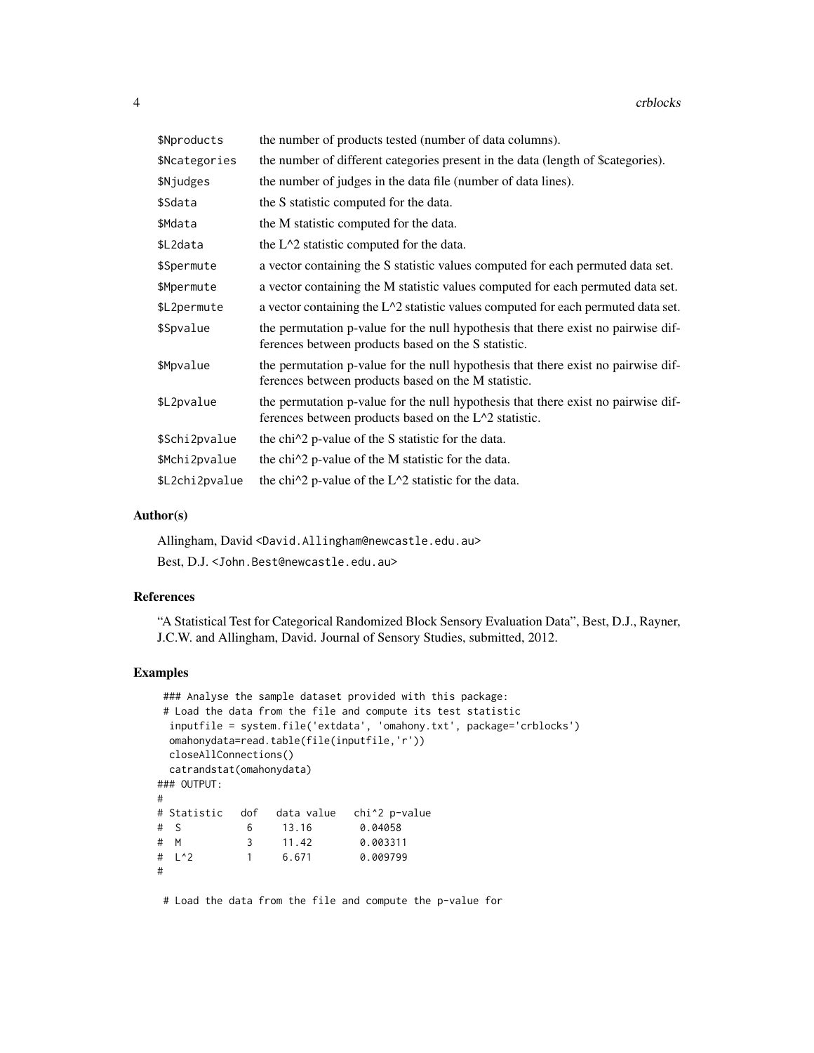| | |
|---|---|
| `$Nproducts` | the number of products tested (number of data columns). |
| `$Ncategories` | the number of different categories present in the data (length of $categories). |
| `$Njudges` | the number of judges in the data file (number of data lines). |
| `$Sdata` | the S statistic computed for the data. |
| `$Mdata` | the M statistic computed for the data. |
| `$L2data` | the L^2 statistic computed for the data. |
| `$Spermute` | a vector containing the S statistic values computed for each permuted data set. |
| `$Mpermute` | a vector containing the M statistic values computed for each permuted data set. |
| `$L2permute` | a vector containing the L^2 statistic values computed for each permuted data set. |
| `$Spvalue` | the permutation p-value for the null hypothesis that there exist no pairwise differences between products based on the S statistic. |
| `$Mpvalue` | the permutation p-value for the null hypothesis that there exist no pairwise differences between products based on the M statistic. |
| `$L2pvalue` | the permutation p-value for the null hypothesis that there exist no pairwise differences between products based on the L^2 statistic. |
| `$Schi2pvalue` | the chi^2 p-value of the S statistic for the data. |
| `$Mchi2pvalue` | the chi^2 p-value of the M statistic for the data. |
| `$L2chi2pvalue` | the chi^2 p-value of the L^2 statistic for the data. |

## Author(s)

Allingham, David <David.Allingham@newcastle.edu.au>

Best, D.J. <John.Best@newcastle.edu.au>

## References

"A Statistical Test for Categorical Randomized Block Sensory Evaluation Data", Best, D.J., Rayner, J.C.W. and Allingham, David. Journal of Sensory Studies, submitted, 2012.

## Examples

```
 ### Analyse the sample dataset provided with this package:
 # Load the data from the file and compute its test statistic
  inputfile = system.file('extdata', 'omahony.txt', package='crblocks')
  omahonydata=read.table(file(inputfile,'r'))
  closeAllConnections()
  catrandstat(omahonydata)
### OUTPUT:
#
# Statistic   dof   data value   chi^2 p-value
#  S           6     13.16        0.04058
#  M           3     11.42        0.003311
#  L^2         1     6.671        0.009799
#

 # Load the data from the file and compute the p-value for
```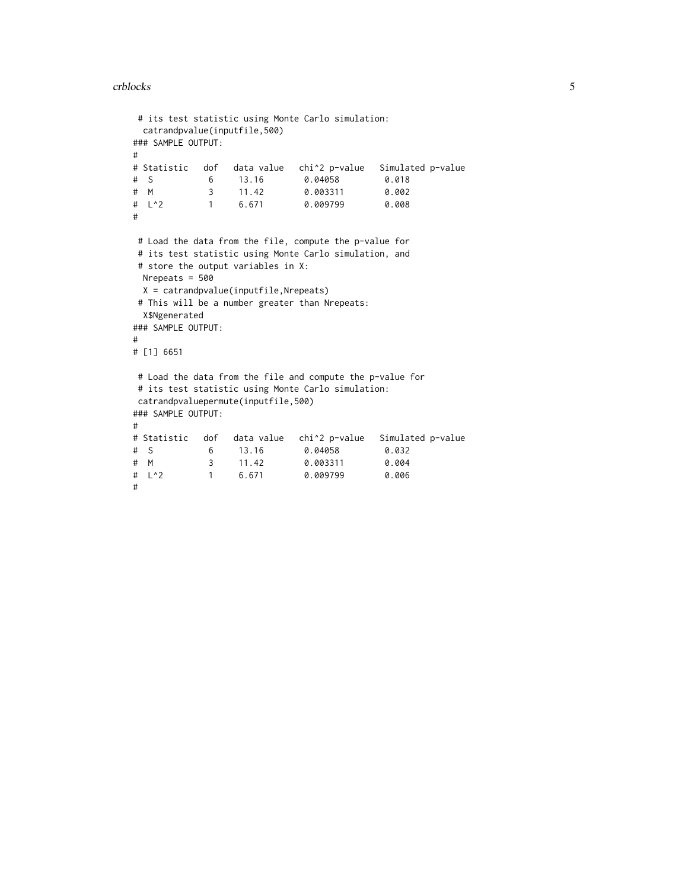```
 # its test statistic using Monte Carlo simulation:
  catrandpvalue(inputfile,500)
### SAMPLE OUTPUT:
#
# Statistic   dof   data value   chi^2 p-value   Simulated p-value
#  S           6     13.16        0.04058         0.018
#  M           3     11.42        0.003311        0.002
#  L^2         1     6.671        0.009799        0.008
#

 # Load the data from the file, compute the p-value for
 # its test statistic using Monte Carlo simulation, and
 # store the output variables in X:
  Nrepeats = 500
  X = catrandpvalue(inputfile,Nrepeats)
 # This will be a number greater than Nrepeats:
  X$Ngenerated
### SAMPLE OUTPUT:
#
# [1] 6651

 # Load the data from the file and compute the p-value for
 # its test statistic using Monte Carlo simulation:
 catrandpvaluepermute(inputfile,500)
### SAMPLE OUTPUT:
#
# Statistic   dof   data value   chi^2 p-value   Simulated p-value
#  S           6     13.16        0.04058         0.032
#  M           3     11.42        0.003311        0.004
#  L^2         1     6.671        0.009799        0.006
#
```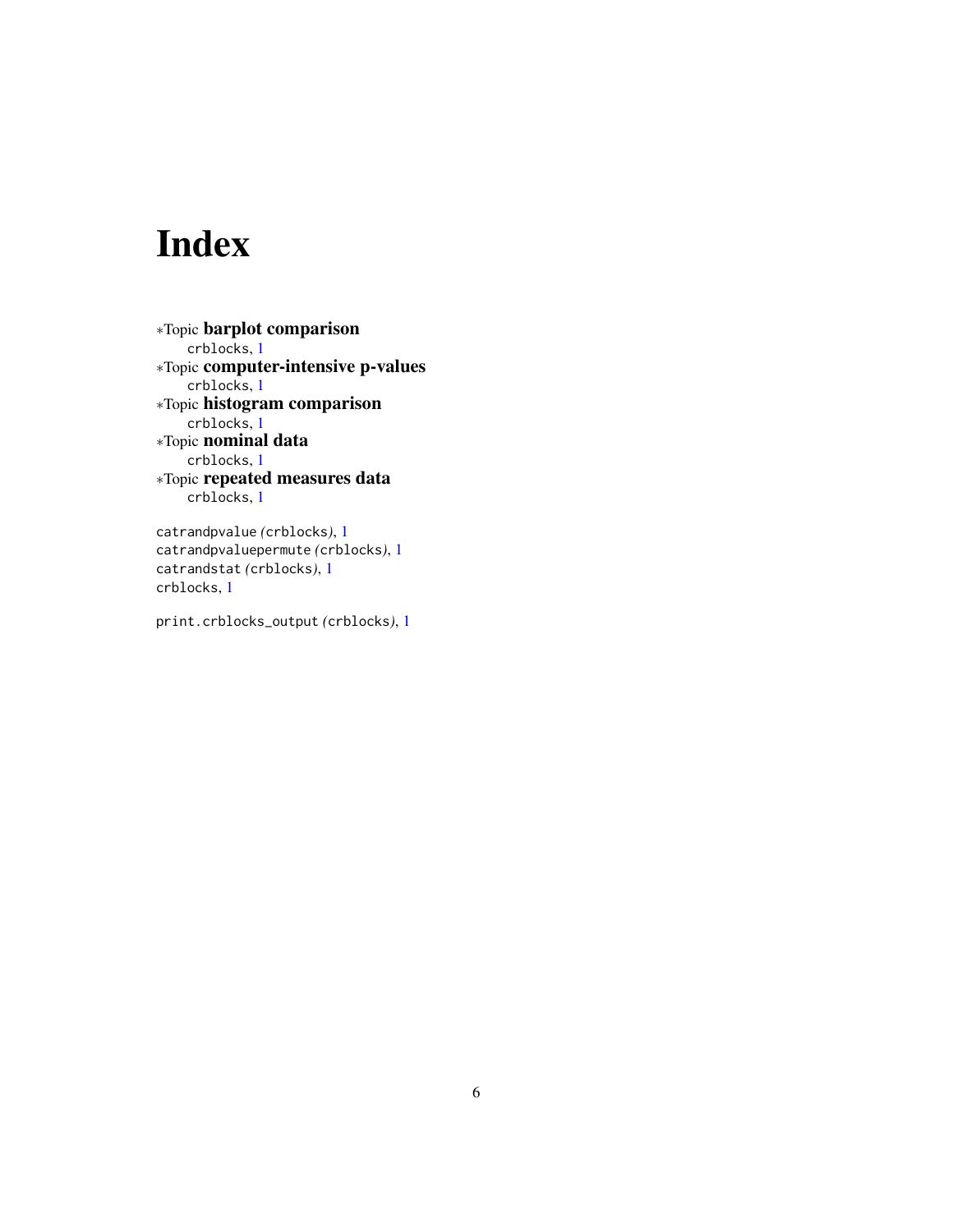# Index

∗Topic **barplot comparison**
  crblocks, 1
∗Topic **computer-intensive p-values**
  crblocks, 1
∗Topic **histogram comparison**
  crblocks, 1
∗Topic **nominal data**
  crblocks, 1
∗Topic **repeated measures data**
  crblocks, 1

catrandpvalue *(*crblocks*)*, 1
catrandpvaluepermute *(*crblocks*)*, 1
catrandstat *(*crblocks*)*, 1
crblocks, 1

print.crblocks_output *(*crblocks*)*, 1